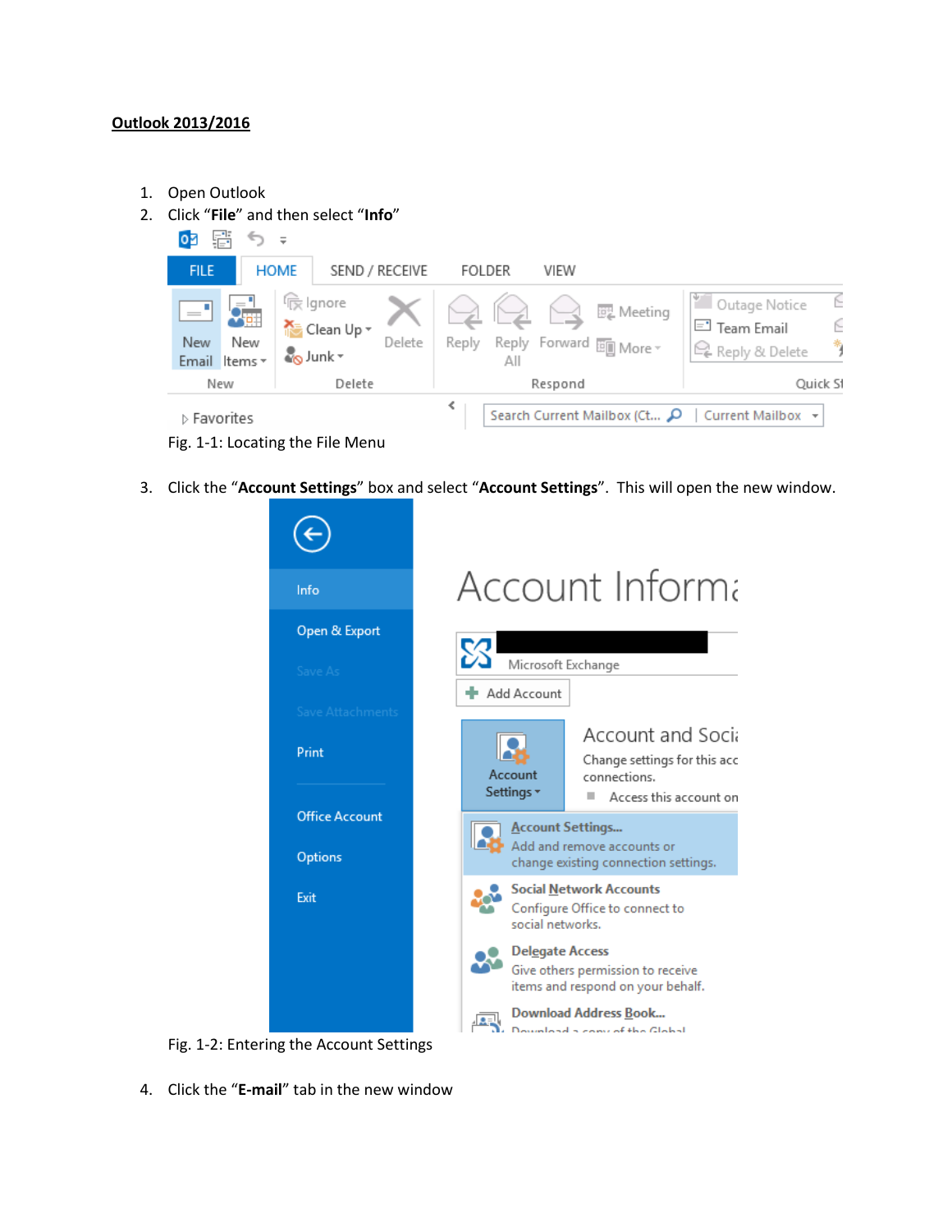**Outlook 2013/2016**

1. Open Outlook
2. Click "**File**" and then select "**Info**"

Fig. 1-1: Locating the File Menu

3. Click the "**Account Settings**" box and select "**Account Settings**". This will open the new window.

Fig. 1-2: Entering the Account Settings

4. Click the "**E-mail**" tab in the new window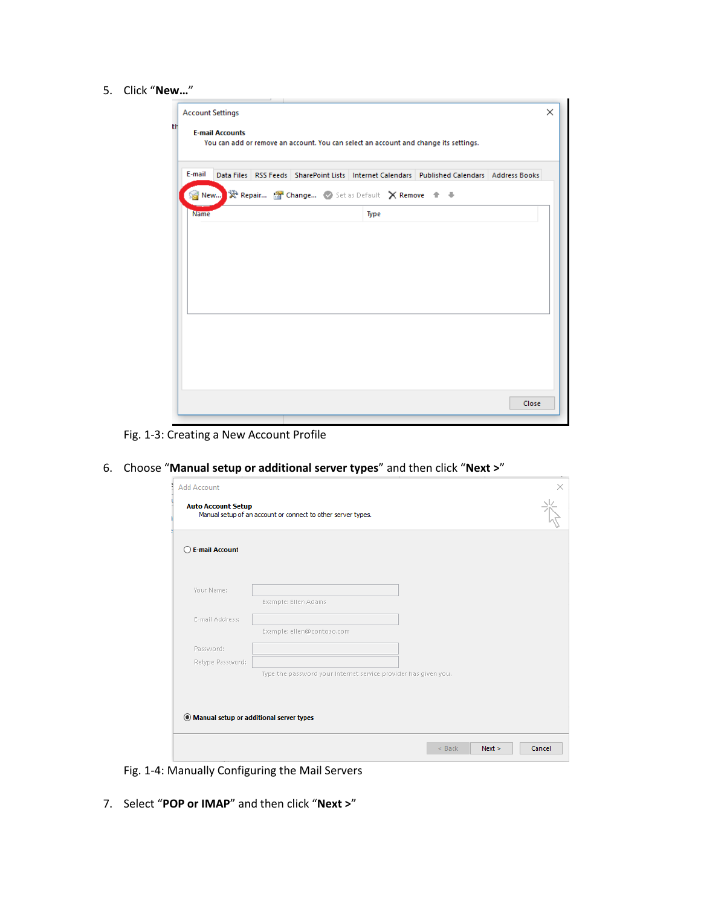5. Click "**New…**"

Fig. 1-3: Creating a New Account Profile

6. Choose "**Manual setup or additional server types**" and then click "**Next >**"

Fig. 1-4: Manually Configuring the Mail Servers

7. Select "**POP or IMAP**" and then click "**Next >**"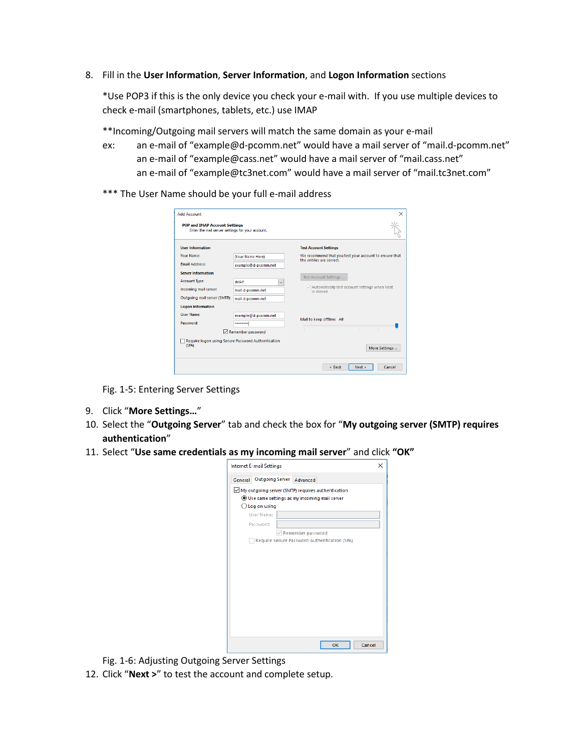8. Fill in the **User Information**, **Server Information**, and **Logon Information** sections

   *Use POP3 if this is the only device you check your e-mail with. If you use multiple devices to check e-mail (smartphones, tablets, etc.) use IMAP

   **Incoming/Outgoing mail servers will match the same domain as your e-mail

   ex: an e-mail of "example@d-pcomm.net" would have a mail server of "mail.d-pcomm.net"
   an e-mail of "example@cass.net" would have a mail server of "mail.cass.net"
   an e-mail of "example@tc3net.com" would have a mail server of "mail.tc3net.com"

   *** The User Name should be your full e-mail address

   Fig. 1-5: Entering Server Settings

9. Click "**More Settings…**"
10. Select the "**Outgoing Server**" tab and check the box for "**My outgoing server (SMTP) requires authentication**"
11. Select "**Use same credentials as my incoming mail server**" and click **"OK"**

   Fig. 1-6: Adjusting Outgoing Server Settings

12. Click "**Next >**" to test the account and complete setup.